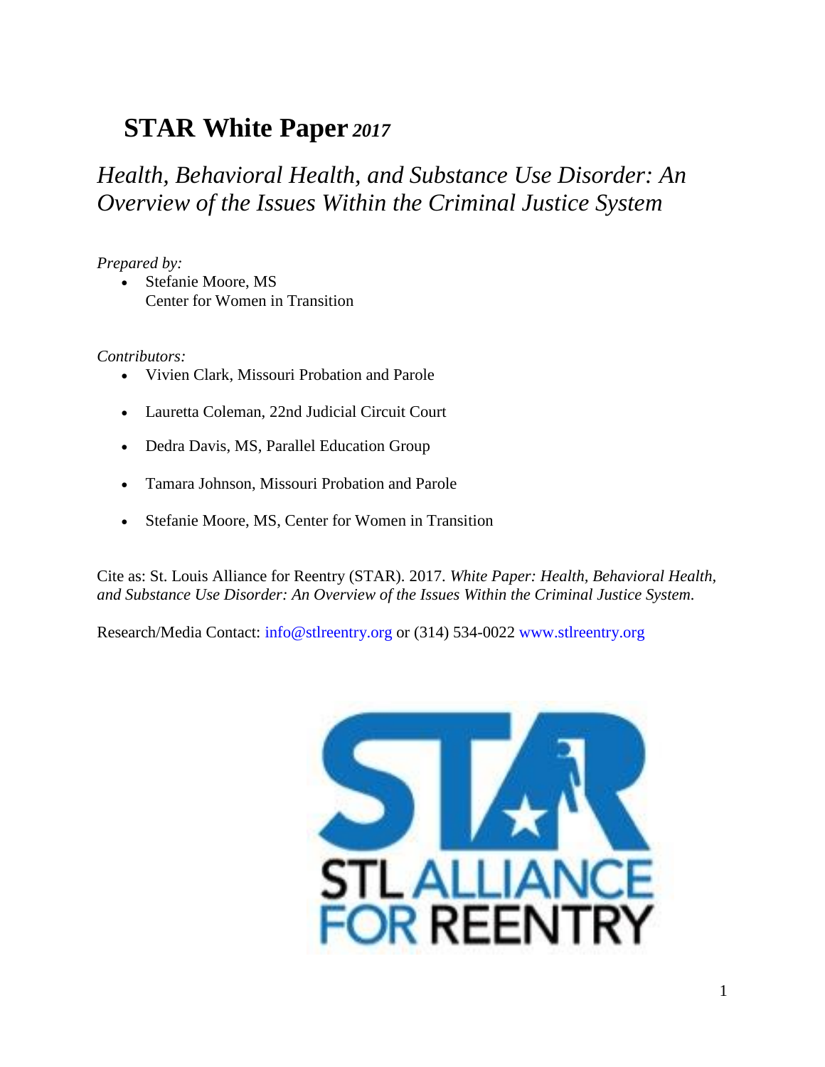# STAR White Paper *2017*

## *Health, Behavioral Health, and Substance Use Disorder: An Overview of the Issues Within the Criminal Justice System*

*Prepared by:*

- Stefanie Moore, MS
  Center for Women in Transition

*Contributors:*

- Vivien Clark, Missouri Probation and Parole
- Lauretta Coleman, 22nd Judicial Circuit Court
- Dedra Davis, MS, Parallel Education Group
- Tamara Johnson, Missouri Probation and Parole
- Stefanie Moore, MS, Center for Women in Transition

Cite as: St. Louis Alliance for Reentry (STAR). 2017. *White Paper: Health, Behavioral Health, and Substance Use Disorder: An Overview of the Issues Within the Criminal Justice System.*

Research/Media Contact: info@stlreentry.org or (314) 534-0022 www.stlreentry.org

STL ALLIANCE FOR REENTRY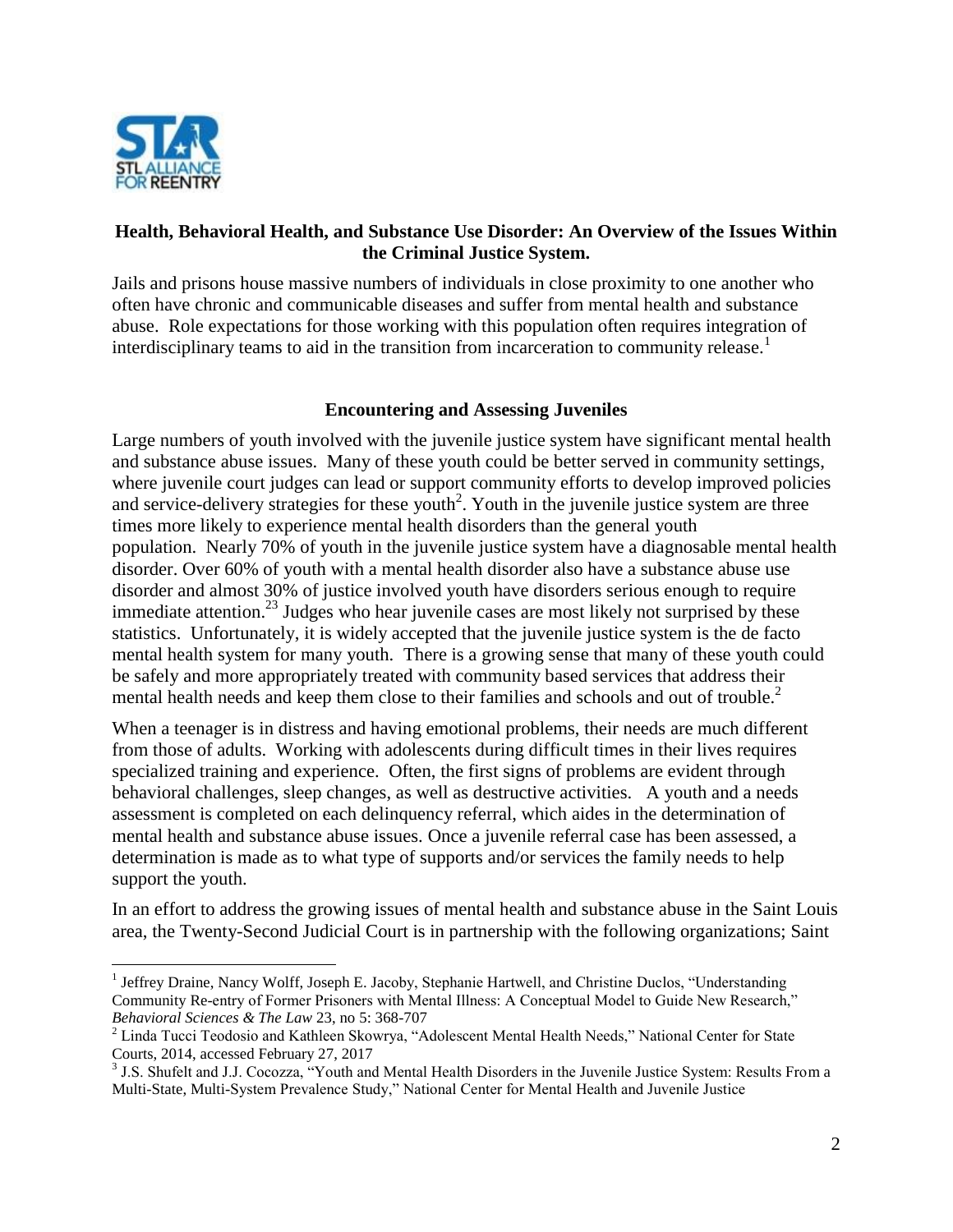## Health, Behavioral Health, and Substance Use Disorder: An Overview of the Issues Within the Criminal Justice System.

Jails and prisons house massive numbers of individuals in close proximity to one another who often have chronic and communicable diseases and suffer from mental health and substance abuse. Role expectations for those working with this population often requires integration of interdisciplinary teams to aid in the transition from incarceration to community release.[1]

### Encountering and Assessing Juveniles

Large numbers of youth involved with the juvenile justice system have significant mental health and substance abuse issues. Many of these youth could be better served in community settings, where juvenile court judges can lead or support community efforts to develop improved policies and service-delivery strategies for these youth[2]. Youth in the juvenile justice system are three times more likely to experience mental health disorders than the general youth population. Nearly 70% of youth in the juvenile justice system have a diagnosable mental health disorder. Over 60% of youth with a mental health disorder also have a substance abuse use disorder and almost 30% of justice involved youth have disorders serious enough to require immediate attention.[23] Judges who hear juvenile cases are most likely not surprised by these statistics. Unfortunately, it is widely accepted that the juvenile justice system is the de facto mental health system for many youth. There is a growing sense that many of these youth could be safely and more appropriately treated with community based services that address their mental health needs and keep them close to their families and schools and out of trouble.[2]

When a teenager is in distress and having emotional problems, their needs are much different from those of adults. Working with adolescents during difficult times in their lives requires specialized training and experience. Often, the first signs of problems are evident through behavioral challenges, sleep changes, as well as destructive activities. A youth and a needs assessment is completed on each delinquency referral, which aides in the determination of mental health and substance abuse issues. Once a juvenile referral case has been assessed, a determination is made as to what type of supports and/or services the family needs to help support the youth.

In an effort to address the growing issues of mental health and substance abuse in the Saint Louis area, the Twenty-Second Judicial Court is in partnership with the following organizations; Saint

---

[1] Jeffrey Draine, Nancy Wolff, Joseph E. Jacoby, Stephanie Hartwell, and Christine Duclos, "Understanding Community Re-entry of Former Prisoners with Mental Illness: A Conceptual Model to Guide New Research," *Behavioral Sciences & The Law* 23, no 5: 368-707

[2] Linda Tucci Teodosio and Kathleen Skowrya, "Adolescent Mental Health Needs," National Center for State Courts, 2014, accessed February 27, 2017

[3] J.S. Shufelt and J.J. Cocozza, "Youth and Mental Health Disorders in the Juvenile Justice System: Results From a Multi-State, Multi-System Prevalence Study," National Center for Mental Health and Juvenile Justice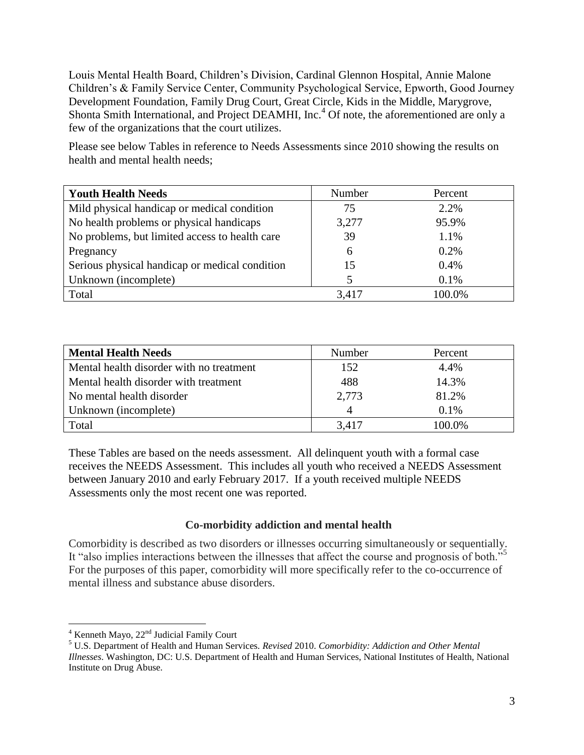Louis Mental Health Board, Children's Division, Cardinal Glennon Hospital, Annie Malone Children's & Family Service Center, Community Psychological Service, Epworth, Good Journey Development Foundation, Family Drug Court, Great Circle, Kids in the Middle, Marygrove, Shonta Smith International, and Project DEAMHI, Inc.[4] Of note, the aforementioned are only a few of the organizations that the court utilizes.

Please see below Tables in reference to Needs Assessments since 2010 showing the results on health and mental health needs;

| **Youth Health Needs** | Number | Percent |
|---|---|---|
| Mild physical handicap or medical condition | 75 | 2.2% |
| No health problems or physical handicaps | 3,277 | 95.9% |
| No problems, but limited access to health care | 39 | 1.1% |
| Pregnancy | 6 | 0.2% |
| Serious physical handicap or medical condition | 15 | 0.4% |
| Unknown (incomplete) | 5 | 0.1% |
| Total | 3,417 | 100.0% |

| **Mental Health Needs** | Number | Percent |
|---|---|---|
| Mental health disorder with no treatment | 152 | 4.4% |
| Mental health disorder with treatment | 488 | 14.3% |
| No mental health disorder | 2,773 | 81.2% |
| Unknown (incomplete) | 4 | 0.1% |
| Total | 3,417 | 100.0% |

These Tables are based on the needs assessment. All delinquent youth with a formal case receives the NEEDS Assessment. This includes all youth who received a NEEDS Assessment between January 2010 and early February 2017. If a youth received multiple NEEDS Assessments only the most recent one was reported.

### Co-morbidity addiction and mental health

Comorbidity is described as two disorders or illnesses occurring simultaneously or sequentially. It "also implies interactions between the illnesses that affect the course and prognosis of both."[5] For the purposes of this paper, comorbidity will more specifically refer to the co-occurrence of mental illness and substance abuse disorders.

---

[4] Kenneth Mayo, 22nd Judicial Family Court

[5] U.S. Department of Health and Human Services. *Revised* 2010. *Comorbidity: Addiction and Other Mental Illnesses*. Washington, DC: U.S. Department of Health and Human Services, National Institutes of Health, National Institute on Drug Abuse.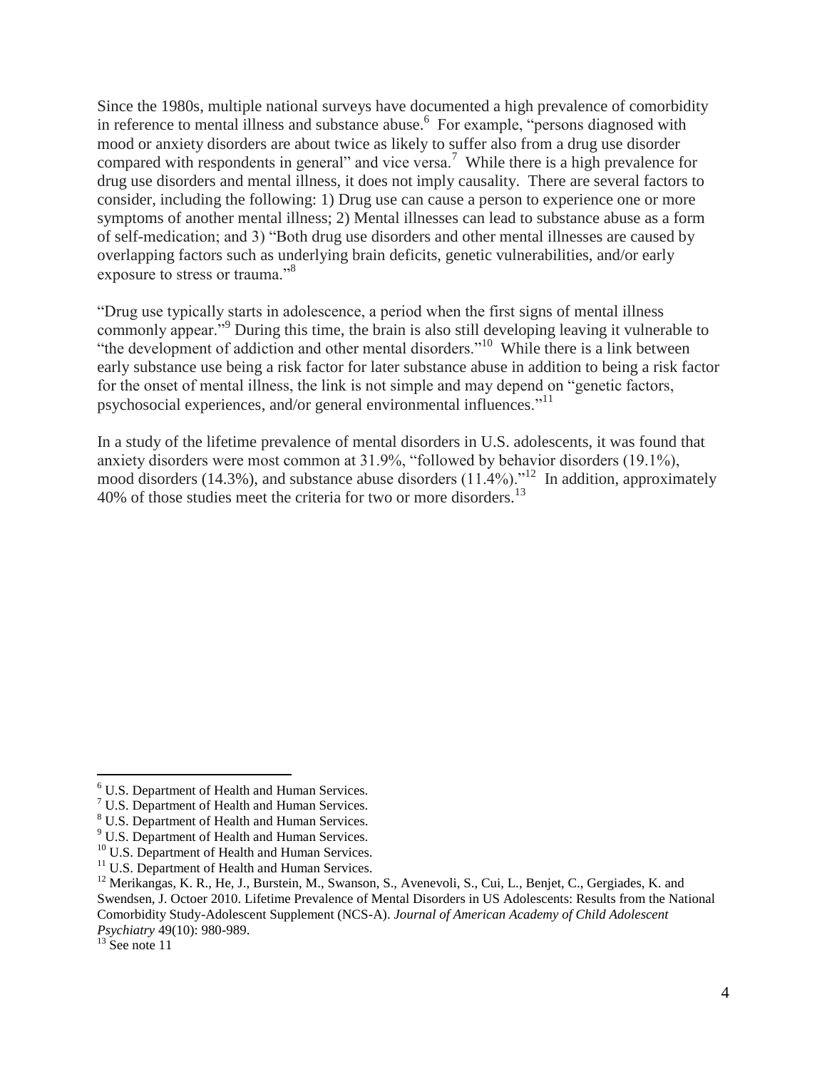Since the 1980s, multiple national surveys have documented a high prevalence of comorbidity in reference to mental illness and substance abuse.[6] For example, "persons diagnosed with mood or anxiety disorders are about twice as likely to suffer also from a drug use disorder compared with respondents in general" and vice versa.[7] While there is a high prevalence for drug use disorders and mental illness, it does not imply causality. There are several factors to consider, including the following: 1) Drug use can cause a person to experience one or more symptoms of another mental illness; 2) Mental illnesses can lead to substance abuse as a form of self-medication; and 3) "Both drug use disorders and other mental illnesses are caused by overlapping factors such as underlying brain deficits, genetic vulnerabilities, and/or early exposure to stress or trauma."[8]

"Drug use typically starts in adolescence, a period when the first signs of mental illness commonly appear."[9] During this time, the brain is also still developing leaving it vulnerable to "the development of addiction and other mental disorders."[10] While there is a link between early substance use being a risk factor for later substance abuse in addition to being a risk factor for the onset of mental illness, the link is not simple and may depend on "genetic factors, psychosocial experiences, and/or general environmental influences."[11]

In a study of the lifetime prevalence of mental disorders in U.S. adolescents, it was found that anxiety disorders were most common at 31.9%, "followed by behavior disorders (19.1%), mood disorders (14.3%), and substance abuse disorders (11.4%)."[12] In addition, approximately 40% of those studies meet the criteria for two or more disorders.[13]

---

[6] U.S. Department of Health and Human Services.
[7] U.S. Department of Health and Human Services.
[8] U.S. Department of Health and Human Services.
[9] U.S. Department of Health and Human Services.
[10] U.S. Department of Health and Human Services.
[11] U.S. Department of Health and Human Services.
[12] Merikangas, K. R., He, J., Burstein, M., Swanson, S., Avenevoli, S., Cui, L., Benjet, C., Gergiades, K. and Swendsen, J. Octoer 2010. Lifetime Prevalence of Mental Disorders in US Adolescents: Results from the National Comorbidity Study-Adolescent Supplement (NCS-A). *Journal of American Academy of Child Adolescent Psychiatry* 49(10): 980-989.
[13] See note 11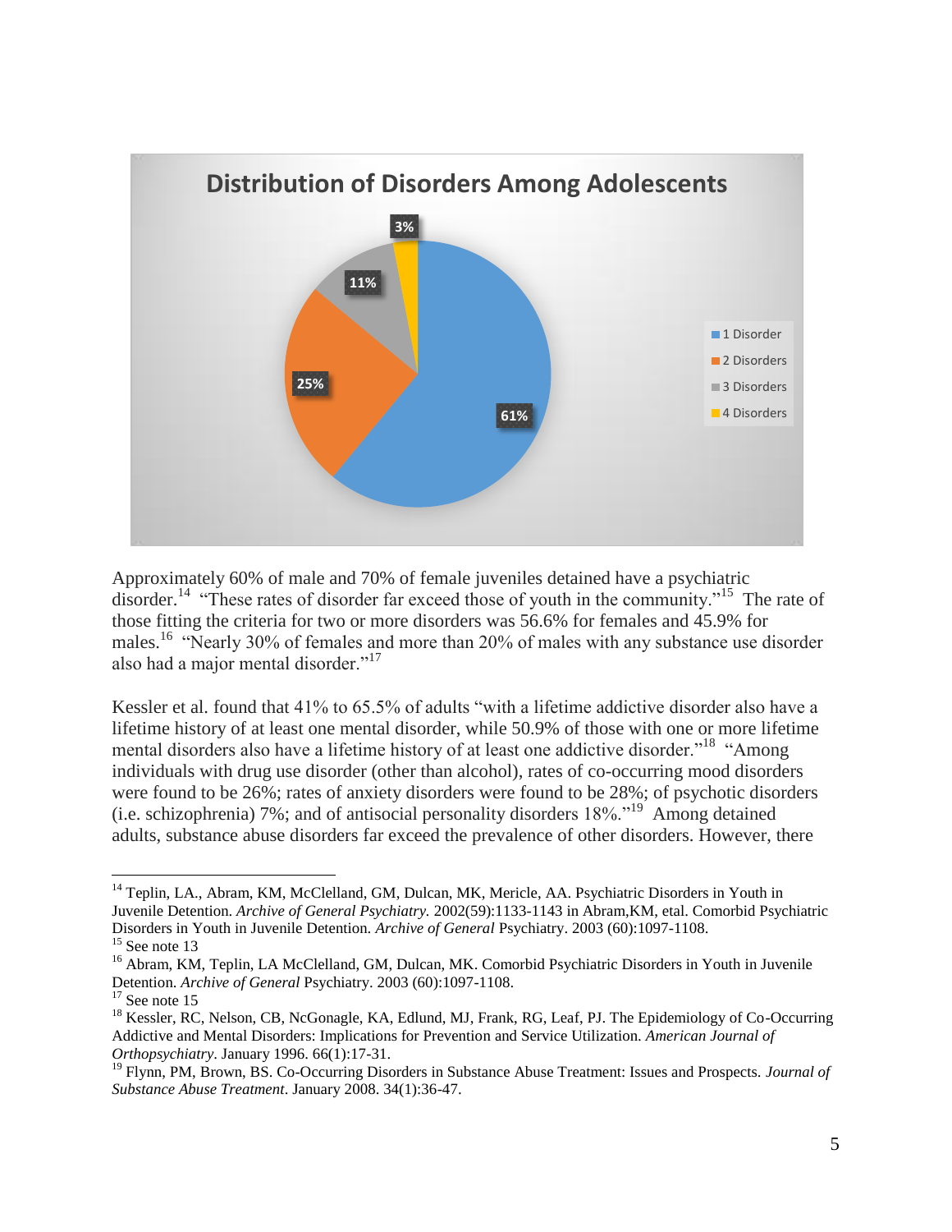**Distribution of Disorders Among Adolescents**

| Category | Percentage |
| --- | --- |
| 1 Disorder | 61% |
| 2 Disorders | 25% |
| 3 Disorders | 11% |
| 4 Disorders | 3% |

Approximately 60% of male and 70% of female juveniles detained have a psychiatric disorder.[14] "These rates of disorder far exceed those of youth in the community."[15] The rate of those fitting the criteria for two or more disorders was 56.6% for females and 45.9% for males.[16] "Nearly 30% of females and more than 20% of males with any substance use disorder also had a major mental disorder."[17]

Kessler et al. found that 41% to 65.5% of adults "with a lifetime addictive disorder also have a lifetime history of at least one mental disorder, while 50.9% of those with one or more lifetime mental disorders also have a lifetime history of at least one addictive disorder."[18] "Among individuals with drug use disorder (other than alcohol), rates of co-occurring mood disorders were found to be 26%; rates of anxiety disorders were found to be 28%; of psychotic disorders (i.e. schizophrenia) 7%; and of antisocial personality disorders 18%."[19] Among detained adults, substance abuse disorders far exceed the prevalence of other disorders. However, there

---

[14] Teplin, LA., Abram, KM, McClelland, GM, Dulcan, MK, Mericle, AA. Psychiatric Disorders in Youth in Juvenile Detention. *Archive of General Psychiatry.* 2002(59):1133-1143 in Abram,KM, etal. Comorbid Psychiatric Disorders in Youth in Juvenile Detention. *Archive of General* Psychiatry. 2003 (60):1097-1108.

[15] See note 13

[16] Abram, KM, Teplin, LA McClelland, GM, Dulcan, MK. Comorbid Psychiatric Disorders in Youth in Juvenile Detention. *Archive of General* Psychiatry. 2003 (60):1097-1108.

[17] See note 15

[18] Kessler, RC, Nelson, CB, NcGonagle, KA, Edlund, MJ, Frank, RG, Leaf, PJ. The Epidemiology of Co-Occurring Addictive and Mental Disorders: Implications for Prevention and Service Utilization. *American Journal of Orthopsychiatry*. January 1996. 66(1):17-31.

[19] Flynn, PM, Brown, BS. Co-Occurring Disorders in Substance Abuse Treatment: Issues and Prospects. *Journal of Substance Abuse Treatment*. January 2008. 34(1):36-47.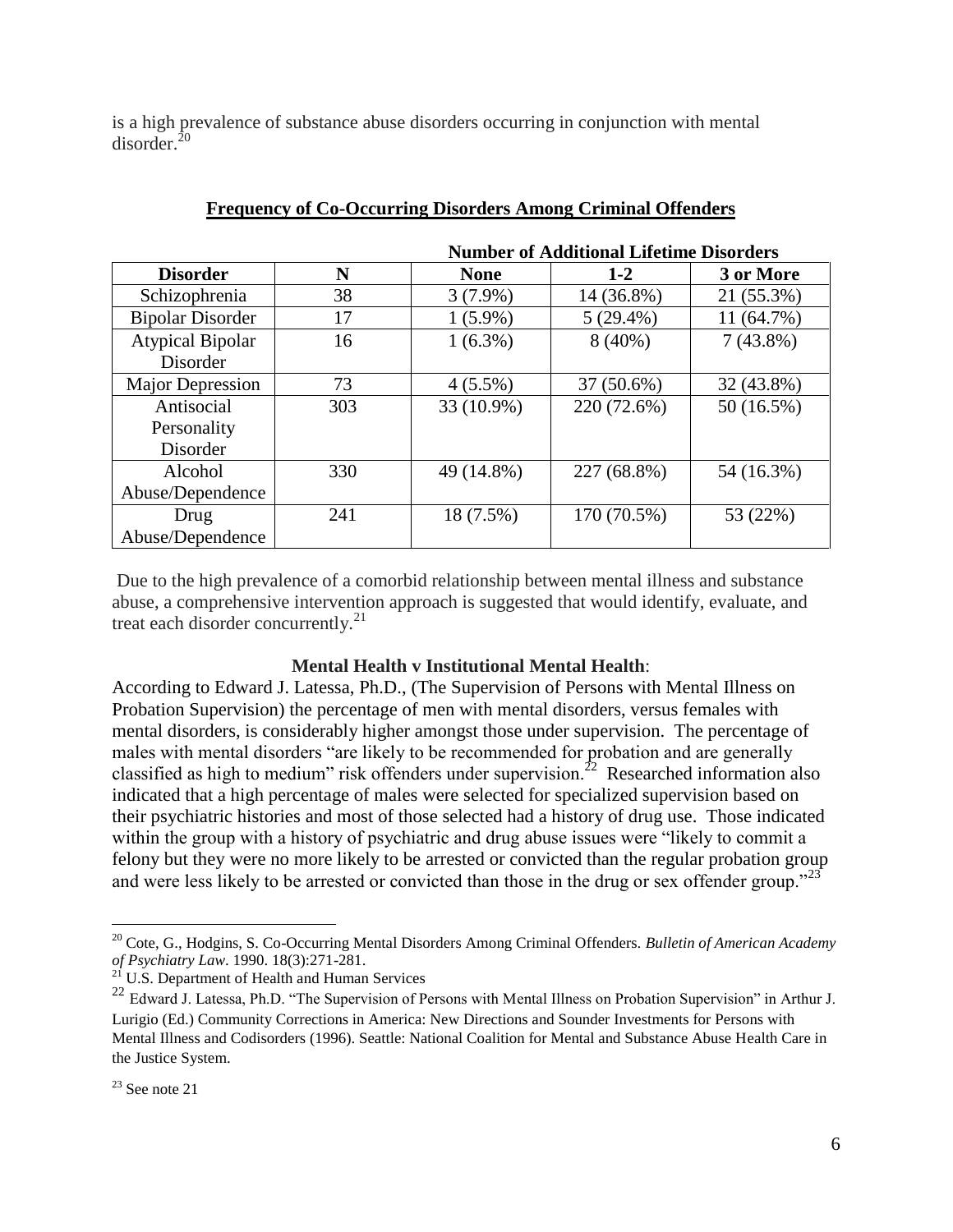is a high prevalence of substance abuse disorders occurring in conjunction with mental disorder.[20]

**Frequency of Co-Occurring Disorders Among Criminal Offenders**

| | | Number of Additional Lifetime Disorders | | |
|---|---|---|---|---|
| **Disorder** | **N** | **None** | **1-2** | **3 or More** |
| Schizophrenia | 38 | 3 (7.9%) | 14 (36.8%) | 21 (55.3%) |
| Bipolar Disorder | 17 | 1 (5.9%) | 5 (29.4%) | 11 (64.7%) |
| Atypical Bipolar Disorder | 16 | 1 (6.3%) | 8 (40%) | 7 (43.8%) |
| Major Depression | 73 | 4 (5.5%) | 37 (50.6%) | 32 (43.8%) |
| Antisocial Personality Disorder | 303 | 33 (10.9%) | 220 (72.6%) | 50 (16.5%) |
| Alcohol Abuse/Dependence | 330 | 49 (14.8%) | 227 (68.8%) | 54 (16.3%) |
| Drug Abuse/Dependence | 241 | 18 (7.5%) | 170 (70.5%) | 53 (22%) |

Due to the high prevalence of a comorbid relationship between mental illness and substance abuse, a comprehensive intervention approach is suggested that would identify, evaluate, and treat each disorder concurrently.[21]

**Mental Health v Institutional Mental Health**:

According to Edward J. Latessa, Ph.D., (The Supervision of Persons with Mental Illness on Probation Supervision) the percentage of men with mental disorders, versus females with mental disorders, is considerably higher amongst those under supervision. The percentage of males with mental disorders "are likely to be recommended for probation and are generally classified as high to medium" risk offenders under supervision.[22] Researched information also indicated that a high percentage of males were selected for specialized supervision based on their psychiatric histories and most of those selected had a history of drug use. Those indicated within the group with a history of psychiatric and drug abuse issues were "likely to commit a felony but they were no more likely to be arrested or convicted than the regular probation group and were less likely to be arrested or convicted than those in the drug or sex offender group."[23]

---

[20] Cote, G., Hodgins, S. Co-Occurring Mental Disorders Among Criminal Offenders. *Bulletin of American Academy of Psychiatry Law*. 1990. 18(3):271-281.

[21] U.S. Department of Health and Human Services

[22] Edward J. Latessa, Ph.D. "The Supervision of Persons with Mental Illness on Probation Supervision" in Arthur J. Lurigio (Ed.) Community Corrections in America: New Directions and Sounder Investments for Persons with Mental Illness and Codisorders (1996). Seattle: National Coalition for Mental and Substance Abuse Health Care in the Justice System.

[23] See note 21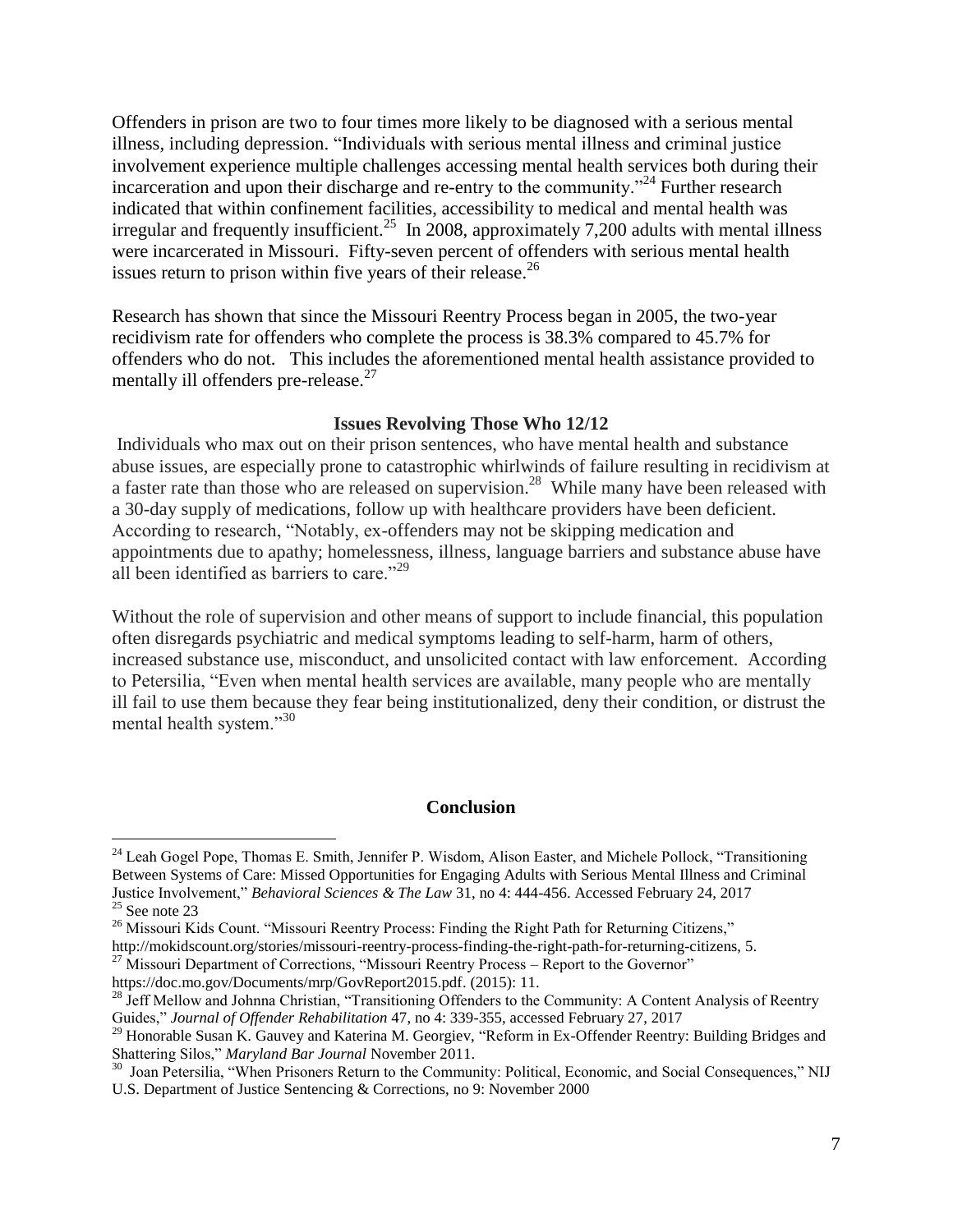Offenders in prison are two to four times more likely to be diagnosed with a serious mental illness, including depression. "Individuals with serious mental illness and criminal justice involvement experience multiple challenges accessing mental health services both during their incarceration and upon their discharge and re-entry to the community."[24] Further research indicated that within confinement facilities, accessibility to medical and mental health was irregular and frequently insufficient.[25] In 2008, approximately 7,200 adults with mental illness were incarcerated in Missouri. Fifty-seven percent of offenders with serious mental health issues return to prison within five years of their release.[26]

Research has shown that since the Missouri Reentry Process began in 2005, the two-year recidivism rate for offenders who complete the process is 38.3% compared to 45.7% for offenders who do not. This includes the aforementioned mental health assistance provided to mentally ill offenders pre-release.[27]

### Issues Revolving Those Who 12/12

Individuals who max out on their prison sentences, who have mental health and substance abuse issues, are especially prone to catastrophic whirlwinds of failure resulting in recidivism at a faster rate than those who are released on supervision.[28] While many have been released with a 30-day supply of medications, follow up with healthcare providers have been deficient. According to research, "Notably, ex-offenders may not be skipping medication and appointments due to apathy; homelessness, illness, language barriers and substance abuse have all been identified as barriers to care."[29]

Without the role of supervision and other means of support to include financial, this population often disregards psychiatric and medical symptoms leading to self-harm, harm of others, increased substance use, misconduct, and unsolicited contact with law enforcement. According to Petersilia, "Even when mental health services are available, many people who are mentally ill fail to use them because they fear being institutionalized, deny their condition, or distrust the mental health system."[30]

### Conclusion

---

[24] Leah Gogel Pope, Thomas E. Smith, Jennifer P. Wisdom, Alison Easter, and Michele Pollock, "Transitioning Between Systems of Care: Missed Opportunities for Engaging Adults with Serious Mental Illness and Criminal Justice Involvement," *Behavioral Sciences & The Law* 31, no 4: 444-456. Accessed February 24, 2017

[25] See note 23

[26] Missouri Kids Count. "Missouri Reentry Process: Finding the Right Path for Returning Citizens," http://mokidscount.org/stories/missouri-reentry-process-finding-the-right-path-for-returning-citizens, 5.

[27] Missouri Department of Corrections, "Missouri Reentry Process – Report to the Governor" https://doc.mo.gov/Documents/mrp/GovReport2015.pdf. (2015): 11.

[28] Jeff Mellow and Johnna Christian, "Transitioning Offenders to the Community: A Content Analysis of Reentry Guides," *Journal of Offender Rehabilitation* 47, no 4: 339-355, accessed February 27, 2017

[29] Honorable Susan K. Gauvey and Katerina M. Georgiev, "Reform in Ex-Offender Reentry: Building Bridges and Shattering Silos," *Maryland Bar Journal* November 2011.

[30] Joan Petersilia, "When Prisoners Return to the Community: Political, Economic, and Social Consequences," NIJ U.S. Department of Justice Sentencing & Corrections, no 9: November 2000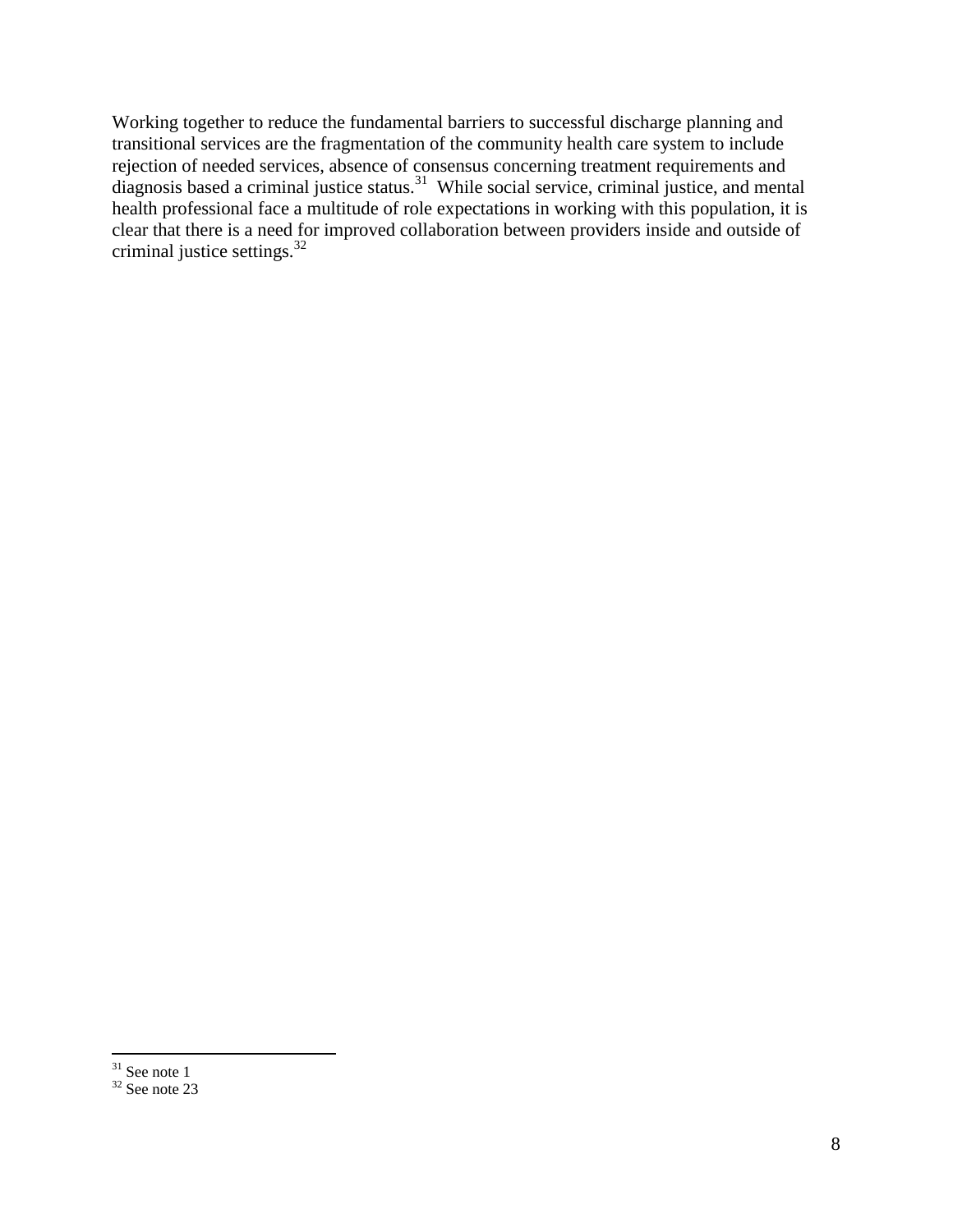Working together to reduce the fundamental barriers to successful discharge planning and transitional services are the fragmentation of the community health care system to include rejection of needed services, absence of consensus concerning treatment requirements and diagnosis based a criminal justice status.[31] While social service, criminal justice, and mental health professional face a multitude of role expectations in working with this population, it is clear that there is a need for improved collaboration between providers inside and outside of criminal justice settings.[32]

---

[31] See note 1

[32] See note 23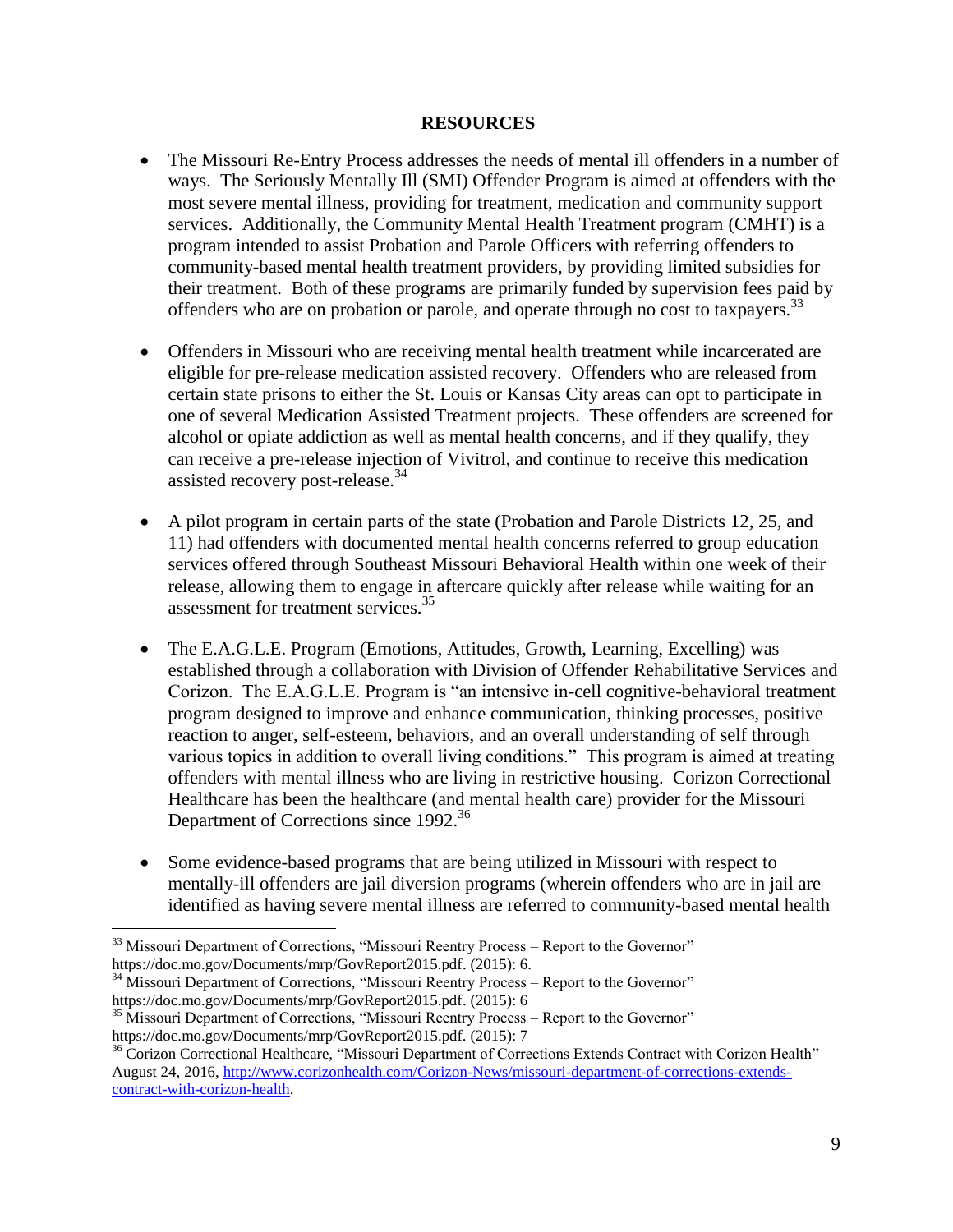## RESOURCES

- The Missouri Re-Entry Process addresses the needs of mental ill offenders in a number of ways. The Seriously Mentally Ill (SMI) Offender Program is aimed at offenders with the most severe mental illness, providing for treatment, medication and community support services. Additionally, the Community Mental Health Treatment program (CMHT) is a program intended to assist Probation and Parole Officers with referring offenders to community-based mental health treatment providers, by providing limited subsidies for their treatment. Both of these programs are primarily funded by supervision fees paid by offenders who are on probation or parole, and operate through no cost to taxpayers.[33]

- Offenders in Missouri who are receiving mental health treatment while incarcerated are eligible for pre-release medication assisted recovery. Offenders who are released from certain state prisons to either the St. Louis or Kansas City areas can opt to participate in one of several Medication Assisted Treatment projects. These offenders are screened for alcohol or opiate addiction as well as mental health concerns, and if they qualify, they can receive a pre-release injection of Vivitrol, and continue to receive this medication assisted recovery post-release.[34]

- A pilot program in certain parts of the state (Probation and Parole Districts 12, 25, and 11) had offenders with documented mental health concerns referred to group education services offered through Southeast Missouri Behavioral Health within one week of their release, allowing them to engage in aftercare quickly after release while waiting for an assessment for treatment services.[35]

- The E.A.G.L.E. Program (Emotions, Attitudes, Growth, Learning, Excelling) was established through a collaboration with Division of Offender Rehabilitative Services and Corizon. The E.A.G.L.E. Program is "an intensive in-cell cognitive-behavioral treatment program designed to improve and enhance communication, thinking processes, positive reaction to anger, self-esteem, behaviors, and an overall understanding of self through various topics in addition to overall living conditions." This program is aimed at treating offenders with mental illness who are living in restrictive housing. Corizon Correctional Healthcare has been the healthcare (and mental health care) provider for the Missouri Department of Corrections since 1992.[36]

- Some evidence-based programs that are being utilized in Missouri with respect to mentally-ill offenders are jail diversion programs (wherein offenders who are in jail are identified as having severe mental illness are referred to community-based mental health

---

[33] Missouri Department of Corrections, "Missouri Reentry Process – Report to the Governor" https://doc.mo.gov/Documents/mrp/GovReport2015.pdf. (2015): 6.

[34] Missouri Department of Corrections, "Missouri Reentry Process – Report to the Governor" https://doc.mo.gov/Documents/mrp/GovReport2015.pdf. (2015): 6

[35] Missouri Department of Corrections, "Missouri Reentry Process – Report to the Governor" https://doc.mo.gov/Documents/mrp/GovReport2015.pdf. (2015): 7

[36] Corizon Correctional Healthcare, "Missouri Department of Corrections Extends Contract with Corizon Health" August 24, 2016, http://www.corizonhealth.com/Corizon-News/missouri-department-of-corrections-extends-contract-with-corizon-health.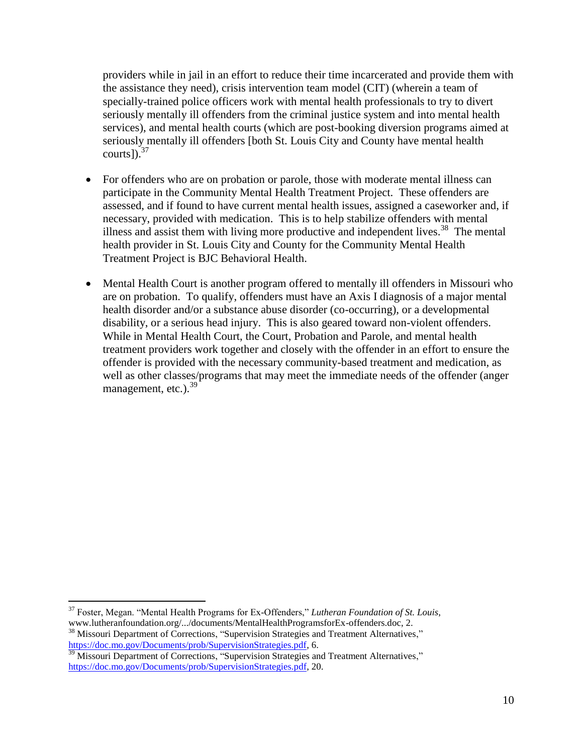providers while in jail in an effort to reduce their time incarcerated and provide them with the assistance they need), crisis intervention team model (CIT) (wherein a team of specially-trained police officers work with mental health professionals to try to divert seriously mentally ill offenders from the criminal justice system and into mental health services), and mental health courts (which are post-booking diversion programs aimed at seriously mentally ill offenders [both St. Louis City and County have mental health courts]).[37]

- For offenders who are on probation or parole, those with moderate mental illness can participate in the Community Mental Health Treatment Project. These offenders are assessed, and if found to have current mental health issues, assigned a caseworker and, if necessary, provided with medication. This is to help stabilize offenders with mental illness and assist them with living more productive and independent lives.[38] The mental health provider in St. Louis City and County for the Community Mental Health Treatment Project is BJC Behavioral Health.

- Mental Health Court is another program offered to mentally ill offenders in Missouri who are on probation. To qualify, offenders must have an Axis I diagnosis of a major mental health disorder and/or a substance abuse disorder (co-occurring), or a developmental disability, or a serious head injury. This is also geared toward non-violent offenders. While in Mental Health Court, the Court, Probation and Parole, and mental health treatment providers work together and closely with the offender in an effort to ensure the offender is provided with the necessary community-based treatment and medication, as well as other classes/programs that may meet the immediate needs of the offender (anger management, etc.).[39]

---

[37] Foster, Megan. "Mental Health Programs for Ex-Offenders," *Lutheran Foundation of St. Louis*, www.lutheranfoundation.org/.../documents/MentalHealthProgramsforEx-offenders.doc, 2.

[38] Missouri Department of Corrections, "Supervision Strategies and Treatment Alternatives," https://doc.mo.gov/Documents/prob/SupervisionStrategies.pdf, 6.

[39] Missouri Department of Corrections, "Supervision Strategies and Treatment Alternatives," https://doc.mo.gov/Documents/prob/SupervisionStrategies.pdf, 20.